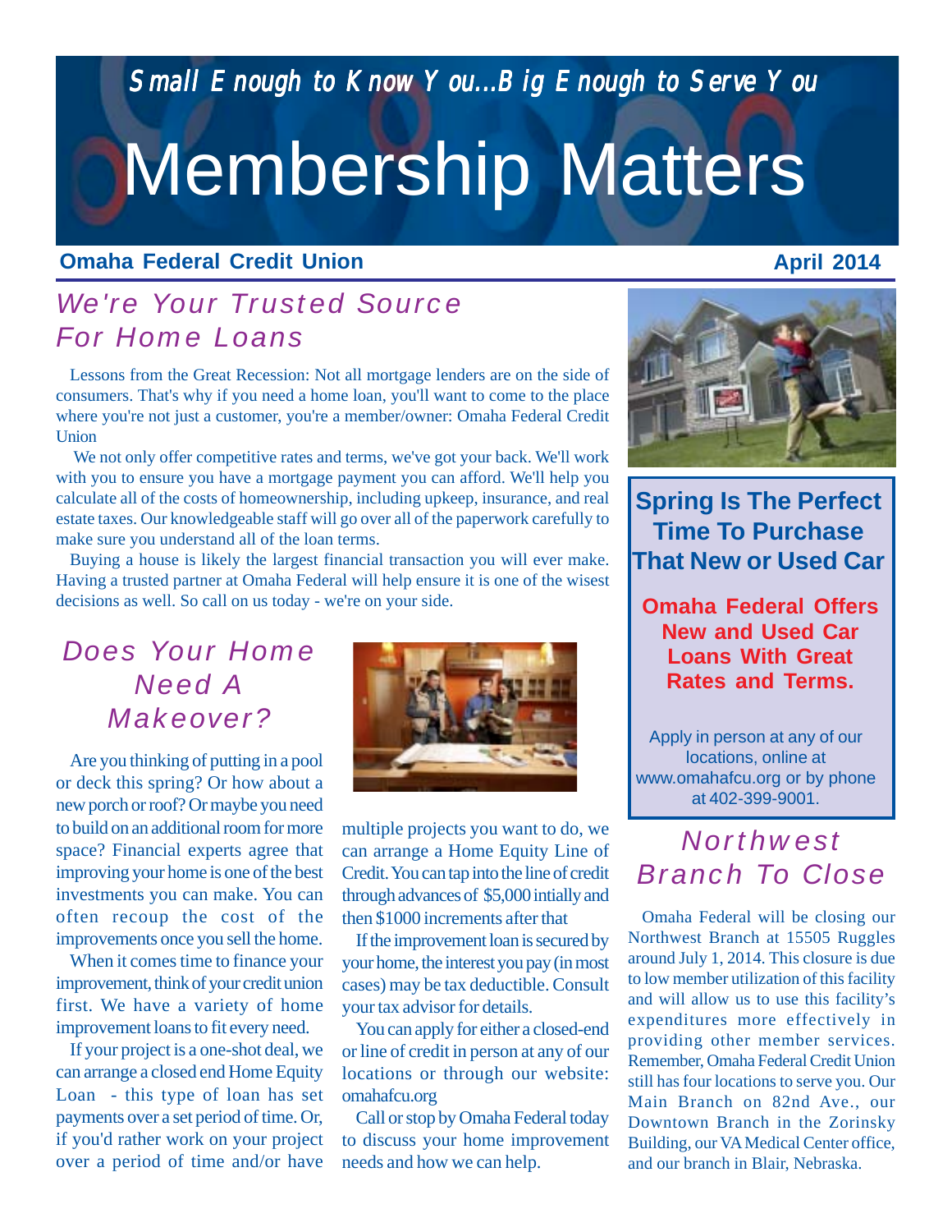*Small Enough to Know You...Big Enough to Serve You*

# Membership Matters

**Omaha Federal Credit Union** **April 2014**

## *We're Your Trusted Source For Home Loans*

Lessons from the Great Recession: Not all mortgage lenders are on the side of consumers. That's why if you need a home loan, you'll want to come to the place where you're not just a customer, you're a member/owner: Omaha Federal Credit Union

We not only offer competitive rates and terms, we've got your back. We'll work with you to ensure you have a mortgage payment you can afford. We'll help you calculate all of the costs of homeownership, including upkeep, insurance, and real estate taxes. Our knowledgeable staff will go over all of the paperwork carefully to make sure you understand all of the loan terms.

Buying a house is likely the largest financial transaction you will ever make. Having a trusted partner at Omaha Federal will help ensure it is one of the wisest decisions as well. So call on us today - we're on your side.

## *Does Your Home Need A Makeover?*

Are you thinking of putting in a pool or deck this spring? Or how about a new porch or roof? Or maybe you need to build on an additional room for more space? Financial experts agree that improving your home is one of the best investments you can make. You can often recoup the cost of the improvements once you sell the home.

When it comes time to finance your improvement, think of your credit union first. We have a variety of home improvement loans to fit every need.

If your project is a one-shot deal, we can arrange a closed end Home Equity Loan - this type of loan has set payments over a set period of time. Or, if you'd rather work on your project over a period of time and/or have multiple projects you want to do, we can arrange a Home Equity Line of Credit. You can tap into the line of credit through advances of $5,000 intially and then $1000 increments after that

If the improvement loan is secured by your home, the interest you pay (in most cases) may be tax deductible. Consult your tax advisor for details.

You can apply for either a closed-end or line of credit in person at any of our locations or through our website: omahafcu.org

Call or stop by Omaha Federal today to discuss your home improvement needs and how we can help.

## Spring Is The Perfect Time To Purchase That New or Used Car

**Omaha Federal Offers New and Used Car Loans With Great Rates and Terms.**

Apply in person at any of our locations, online at www.omahafcu.org or by phone at 402-399-9001.

## *Northwest Branch To Close*

Omaha Federal will be closing our Northwest Branch at 15505 Ruggles around July 1, 2014. This closure is due to low member utilization of this facility and will allow us to use this facility's expenditures more effectively in providing other member services. Remember, Omaha Federal Credit Union still has four locations to serve you. Our Main Branch on 82nd Ave., our Downtown Branch in the Zorinsky Building, our VA Medical Center office, and our branch in Blair, Nebraska.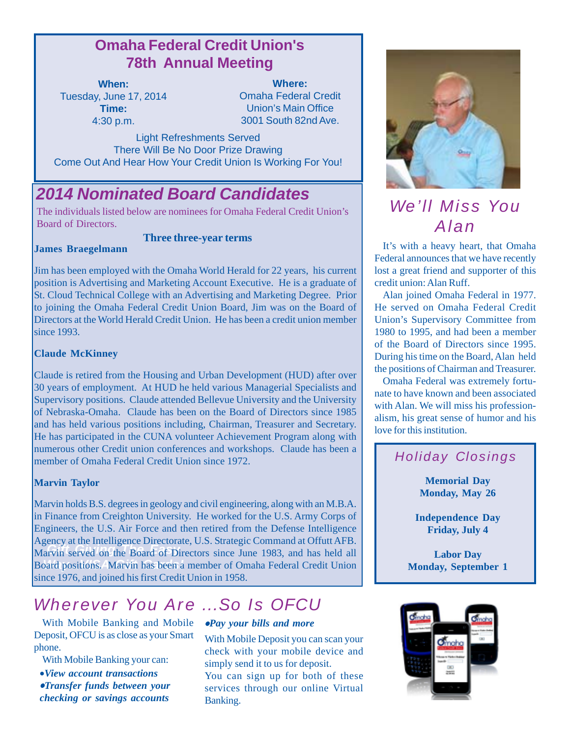# Omaha Federal Credit Union's 78th Annual Meeting

**When:**
Tuesday, June 17, 2014

**Time:**
4:30 p.m.

**Where:**
Omaha Federal Credit Union's Main Office
3001 South 82nd Ave.

Light Refreshments Served
There Will Be No Door Prize Drawing
Come Out And Hear How Your Credit Union Is Working For You!

## *2014 Nominated Board Candidates*

The individuals listed below are nominees for Omaha Federal Credit Union's Board of Directors.

**Three three-year terms**

**James Braegelmann**

Jim has been employed with the Omaha World Herald for 22 years, his current position is Advertising and Marketing Account Executive. He is a graduate of St. Cloud Technical College with an Advertising and Marketing Degree. Prior to joining the Omaha Federal Credit Union Board, Jim was on the Board of Directors at the World Herald Credit Union. He has been a credit union member since 1993.

**Claude McKinney**

Claude is retired from the Housing and Urban Development (HUD) after over 30 years of employment. At HUD he held various Managerial Specialists and Supervisory positions. Claude attended Bellevue University and the University of Nebraska-Omaha. Claude has been on the Board of Directors since 1985 and has held various positions including, Chairman, Treasurer and Secretary. He has participated in the CUNA volunteer Achievement Program along with numerous other Credit union conferences and workshops. Claude has been a member of Omaha Federal Credit Union since 1972.

**Marvin Taylor**

Marvin holds B.S. degrees in geology and civil engineering, along with an M.B.A. in Finance from Creighton University. He worked for the U.S. Army Corps of Engineers, the U.S. Air Force and then retired from the Defense Intelligence Agency at the Intelligence Directorate, U.S. Strategic Command at Offutt AFB. Marvin served on the Board of Directors since June 1983, and has held all Board positions. Marvin has been a member of Omaha Federal Credit Union since 1976, and joined his first Credit Union in 1958.

## *We'll Miss You Alan*

It's with a heavy heart, that Omaha Federal announces that we have recently lost a great friend and supporter of this credit union: Alan Ruff.

Alan joined Omaha Federal in 1977. He served on Omaha Federal Credit Union's Supervisory Committee from 1980 to 1995, and had been a member of the Board of Directors since 1995. During his time on the Board, Alan held the positions of Chairman and Treasurer.

Omaha Federal was extremely fortunate to have known and been associated with Alan. We will miss his professionalism, his great sense of humor and his love for this institution.

## *Holiday Closings*

**Memorial Day**
**Monday, May 26**

**Independence Day**
**Friday, July 4**

**Labor Day**
**Monday, September 1**

## *Wherever You Are ...So Is OFCU*

With Mobile Banking and Mobile Deposit, OFCU is as close as your Smart phone.

With Mobile Banking your can:

- ***View account transactions***
- ***Transfer funds between your checking or savings accounts***
- ***Pay your bills and more***

With Mobile Deposit you can scan your check with your mobile device and simply send it to us for deposit.

You can sign up for both of these services through our online Virtual Banking.